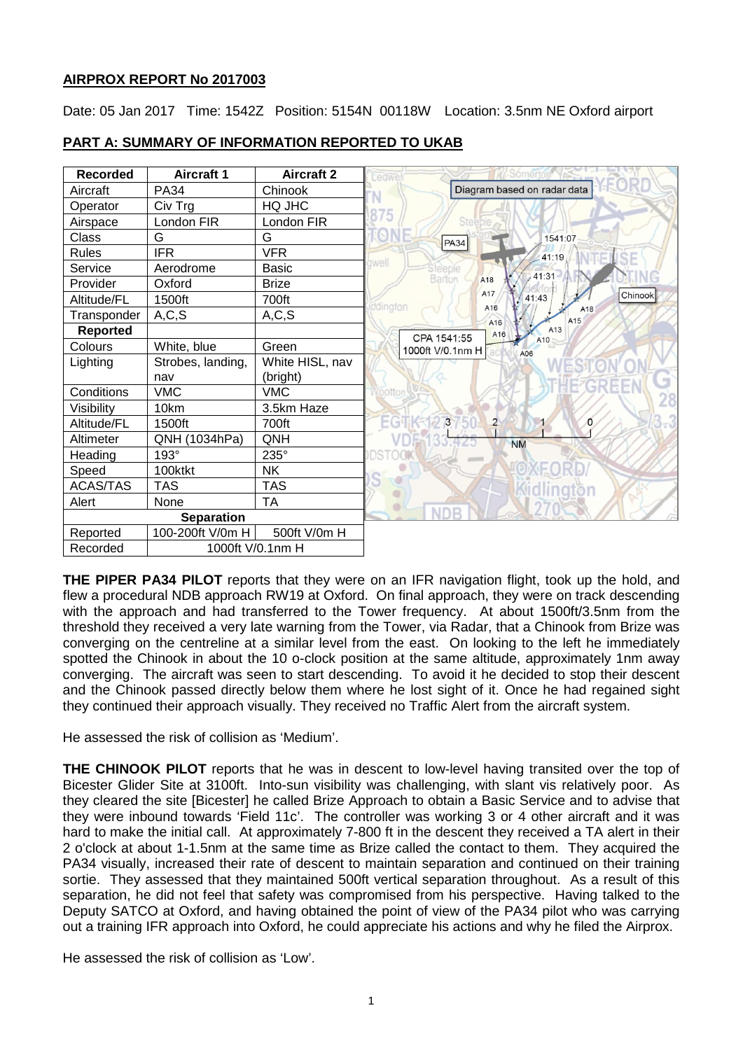## AIRPROX REPORT No 2017003

Date: 05 Jan 2017 Time: 1542Z Position: 5154N 00118W Location: 3.5nm NE Oxford airport

## PART A: SUMMARY OF INFORMATION REPORTED TO UKAB

| Recorded | Aircraft 1 | Aircraft 2 |
|---|---|---|
| Aircraft | PA34 | Chinook |
| Operator | Civ Trg | HQ JHC |
| Airspace | London FIR | London FIR |
| Class | G | G |
| Rules | IFR | VFR |
| Service | Aerodrome | Basic |
| Provider | Oxford | Brize |
| Altitude/FL | 1500ft | 700ft |
| Transponder | A,C,S | A,C,S |
| **Reported** | | |
| Colours | White, blue | Green |
| Lighting | Strobes, landing, nav | White HISL, nav (bright) |
| Conditions | VMC | VMC |
| Visibility | 10km | 3.5km Haze |
| Altitude/FL | 1500ft | 700ft |
| Altimeter | QNH (1034hPa) | QNH |
| Heading | 193° | 235° |
| Speed | 100ktkt | NK |
| ACAS/TAS | TAS | TAS |
| Alert | None | TA |
| **Separation** | | |
| Reported | 100-200ft V/0m H | 500ft V/0m H |
| Recorded | 1000ft V/0.1nm H | |

Diagram based on radar data

**THE PIPER PA34 PILOT** reports that they were on an IFR navigation flight, took up the hold, and flew a procedural NDB approach RW19 at Oxford. On final approach, they were on track descending with the approach and had transferred to the Tower frequency. At about 1500ft/3.5nm from the threshold they received a very late warning from the Tower, via Radar, that a Chinook from Brize was converging on the centreline at a similar level from the east. On looking to the left he immediately spotted the Chinook in about the 10 o-clock position at the same altitude, approximately 1nm away converging. The aircraft was seen to start descending. To avoid it he decided to stop their descent and the Chinook passed directly below them where he lost sight of it. Once he had regained sight they continued their approach visually. They received no Traffic Alert from the aircraft system.

He assessed the risk of collision as 'Medium'.

**THE CHINOOK PILOT** reports that he was in descent to low-level having transited over the top of Bicester Glider Site at 3100ft. Into-sun visibility was challenging, with slant vis relatively poor. As they cleared the site [Bicester] he called Brize Approach to obtain a Basic Service and to advise that they were inbound towards 'Field 11c'. The controller was working 3 or 4 other aircraft and it was hard to make the initial call. At approximately 7-800 ft in the descent they received a TA alert in their 2 o'clock at about 1-1.5nm at the same time as Brize called the contact to them. They acquired the PA34 visually, increased their rate of descent to maintain separation and continued on their training sortie. They assessed that they maintained 500ft vertical separation throughout. As a result of this separation, he did not feel that safety was compromised from his perspective. Having talked to the Deputy SATCO at Oxford, and having obtained the point of view of the PA34 pilot who was carrying out a training IFR approach into Oxford, he could appreciate his actions and why he filed the Airprox.

He assessed the risk of collision as 'Low'.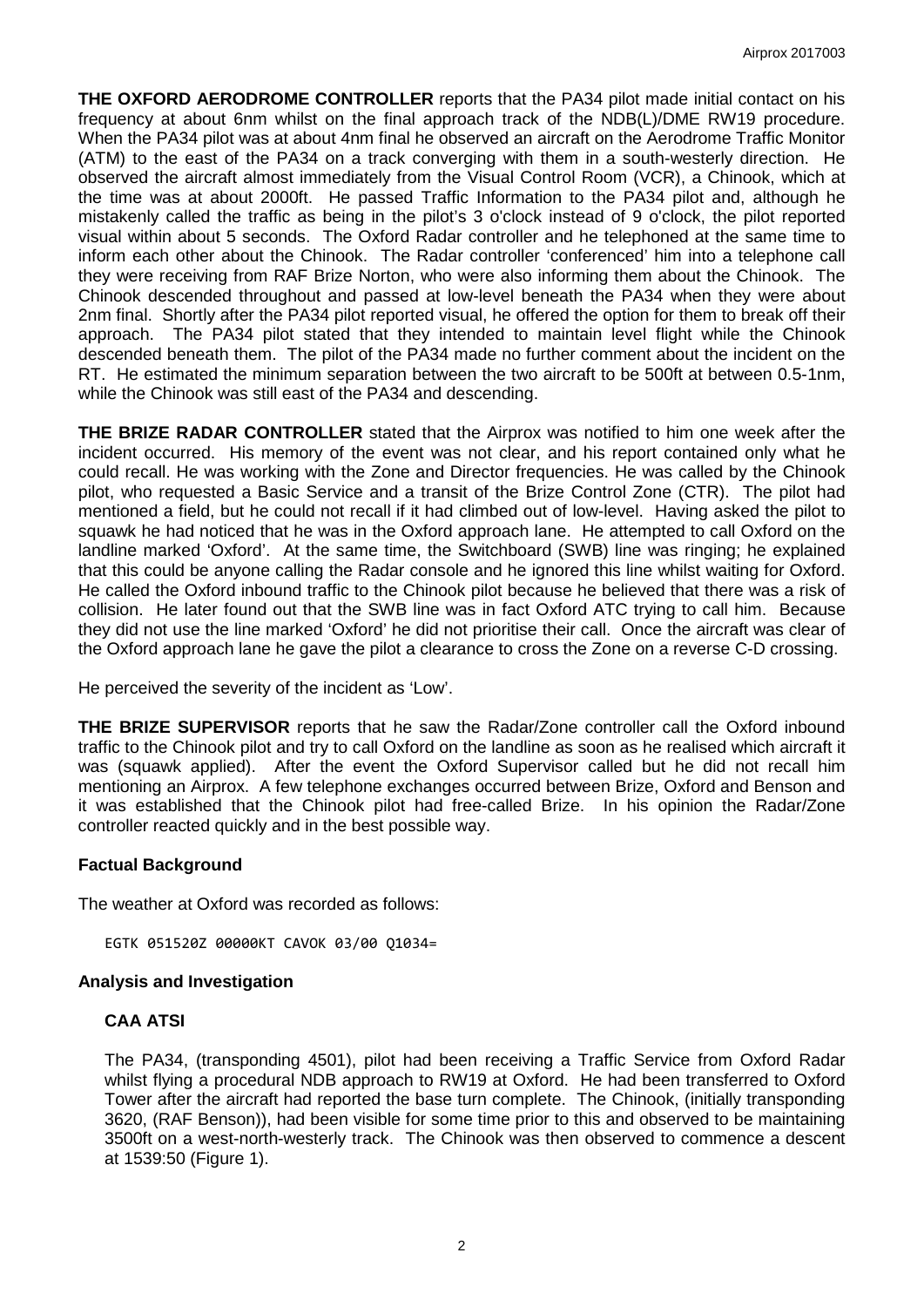**THE OXFORD AERODROME CONTROLLER** reports that the PA34 pilot made initial contact on his frequency at about 6nm whilst on the final approach track of the NDB(L)/DME RW19 procedure. When the PA34 pilot was at about 4nm final he observed an aircraft on the Aerodrome Traffic Monitor (ATM) to the east of the PA34 on a track converging with them in a south-westerly direction. He observed the aircraft almost immediately from the Visual Control Room (VCR), a Chinook, which at the time was at about 2000ft. He passed Traffic Information to the PA34 pilot and, although he mistakenly called the traffic as being in the pilot's 3 o'clock instead of 9 o'clock, the pilot reported visual within about 5 seconds. The Oxford Radar controller and he telephoned at the same time to inform each other about the Chinook. The Radar controller 'conferenced' him into a telephone call they were receiving from RAF Brize Norton, who were also informing them about the Chinook. The Chinook descended throughout and passed at low-level beneath the PA34 when they were about 2nm final. Shortly after the PA34 pilot reported visual, he offered the option for them to break off their approach. The PA34 pilot stated that they intended to maintain level flight while the Chinook descended beneath them. The pilot of the PA34 made no further comment about the incident on the RT. He estimated the minimum separation between the two aircraft to be 500ft at between 0.5-1nm, while the Chinook was still east of the PA34 and descending.

**THE BRIZE RADAR CONTROLLER** stated that the Airprox was notified to him one week after the incident occurred. His memory of the event was not clear, and his report contained only what he could recall. He was working with the Zone and Director frequencies. He was called by the Chinook pilot, who requested a Basic Service and a transit of the Brize Control Zone (CTR). The pilot had mentioned a field, but he could not recall if it had climbed out of low-level. Having asked the pilot to squawk he had noticed that he was in the Oxford approach lane. He attempted to call Oxford on the landline marked 'Oxford'. At the same time, the Switchboard (SWB) line was ringing; he explained that this could be anyone calling the Radar console and he ignored this line whilst waiting for Oxford. He called the Oxford inbound traffic to the Chinook pilot because he believed that there was a risk of collision. He later found out that the SWB line was in fact Oxford ATC trying to call him. Because they did not use the line marked 'Oxford' he did not prioritise their call. Once the aircraft was clear of the Oxford approach lane he gave the pilot a clearance to cross the Zone on a reverse C-D crossing.

He perceived the severity of the incident as 'Low'.

**THE BRIZE SUPERVISOR** reports that he saw the Radar/Zone controller call the Oxford inbound traffic to the Chinook pilot and try to call Oxford on the landline as soon as he realised which aircraft it was (squawk applied). After the event the Oxford Supervisor called but he did not recall him mentioning an Airprox. A few telephone exchanges occurred between Brize, Oxford and Benson and it was established that the Chinook pilot had free-called Brize. In his opinion the Radar/Zone controller reacted quickly and in the best possible way.

## Factual Background

The weather at Oxford was recorded as follows:

```
EGTK 051520Z 00000KT CAVOK 03/00 Q1034=
```

## Analysis and Investigation

### CAA ATSI

The PA34, (transponding 4501), pilot had been receiving a Traffic Service from Oxford Radar whilst flying a procedural NDB approach to RW19 at Oxford. He had been transferred to Oxford Tower after the aircraft had reported the base turn complete. The Chinook, (initially transponding 3620, (RAF Benson)), had been visible for some time prior to this and observed to be maintaining 3500ft on a west-north-westerly track. The Chinook was then observed to commence a descent at 1539:50 (Figure 1).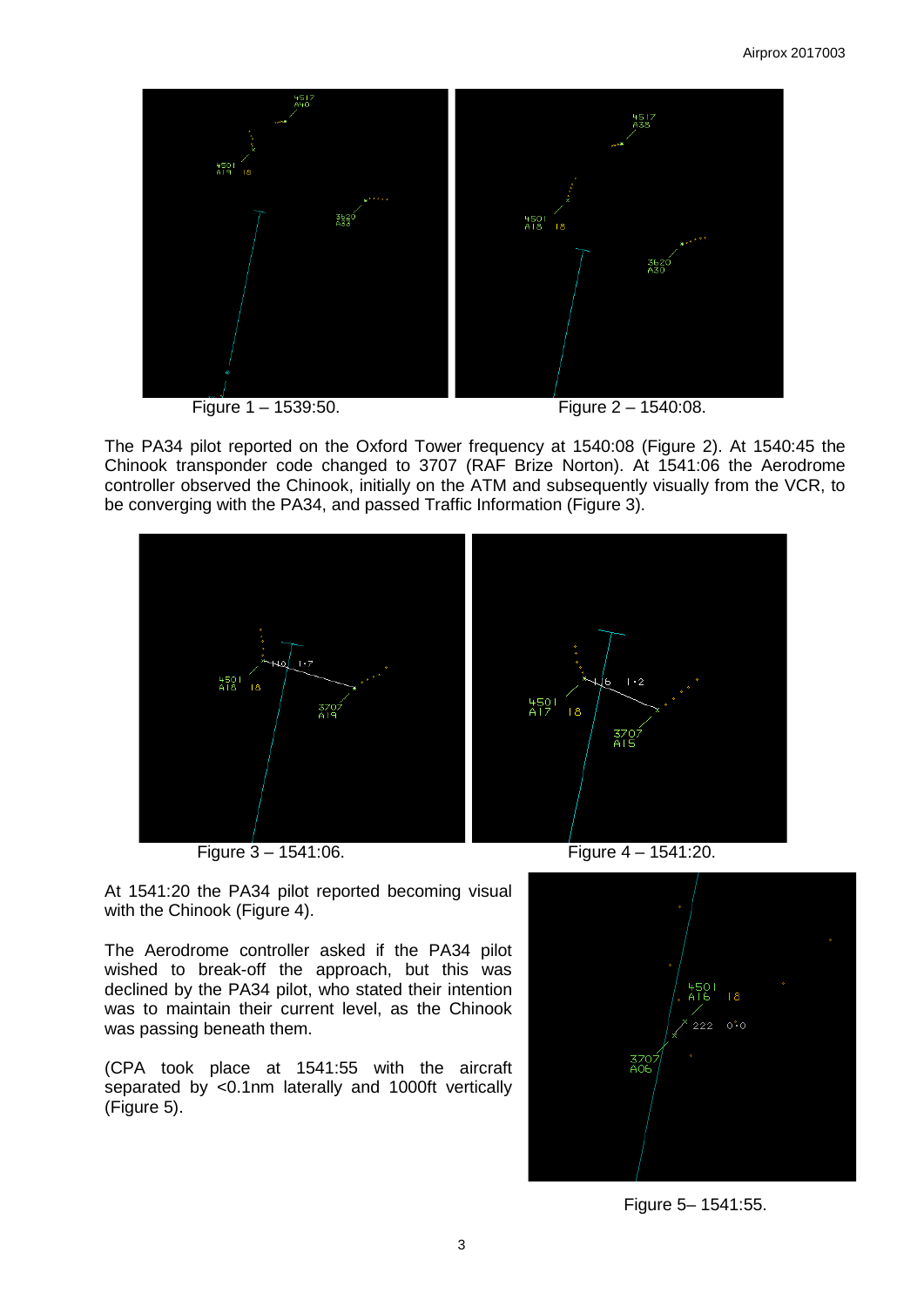Figure 1 – 1539:50.

Figure 2 – 1540:08.

The PA34 pilot reported on the Oxford Tower frequency at 1540:08 (Figure 2). At 1540:45 the Chinook transponder code changed to 3707 (RAF Brize Norton). At 1541:06 the Aerodrome controller observed the Chinook, initially on the ATM and subsequently visually from the VCR, to be converging with the PA34, and passed Traffic Information (Figure 3).

Figure 3 – 1541:06.

Figure 4 – 1541:20.

At 1541:20 the PA34 pilot reported becoming visual with the Chinook (Figure 4).

The Aerodrome controller asked if the PA34 pilot wished to break-off the approach, but this was declined by the PA34 pilot, who stated their intention was to maintain their current level, as the Chinook was passing beneath them.

(CPA took place at 1541:55 with the aircraft separated by <0.1nm laterally and 1000ft vertically (Figure 5).

Figure 5– 1541:55.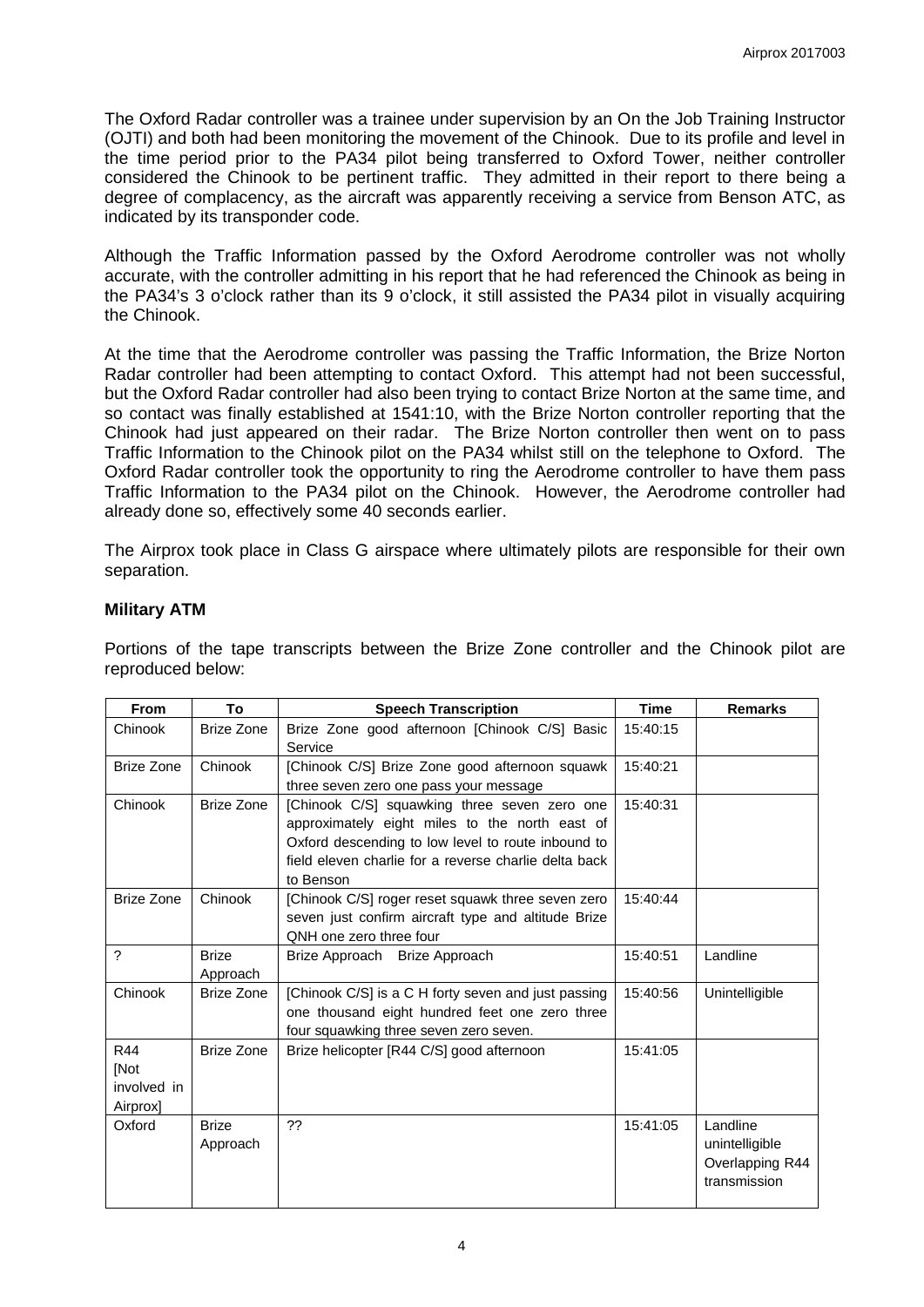The Oxford Radar controller was a trainee under supervision by an On the Job Training Instructor (OJTI) and both had been monitoring the movement of the Chinook. Due to its profile and level in the time period prior to the PA34 pilot being transferred to Oxford Tower, neither controller considered the Chinook to be pertinent traffic. They admitted in their report to there being a degree of complacency, as the aircraft was apparently receiving a service from Benson ATC, as indicated by its transponder code.

Although the Traffic Information passed by the Oxford Aerodrome controller was not wholly accurate, with the controller admitting in his report that he had referenced the Chinook as being in the PA34's 3 o'clock rather than its 9 o'clock, it still assisted the PA34 pilot in visually acquiring the Chinook.

At the time that the Aerodrome controller was passing the Traffic Information, the Brize Norton Radar controller had been attempting to contact Oxford. This attempt had not been successful, but the Oxford Radar controller had also been trying to contact Brize Norton at the same time, and so contact was finally established at 1541:10, with the Brize Norton controller reporting that the Chinook had just appeared on their radar. The Brize Norton controller then went on to pass Traffic Information to the Chinook pilot on the PA34 whilst still on the telephone to Oxford. The Oxford Radar controller took the opportunity to ring the Aerodrome controller to have them pass Traffic Information to the PA34 pilot on the Chinook. However, the Aerodrome controller had already done so, effectively some 40 seconds earlier.

The Airprox took place in Class G airspace where ultimately pilots are responsible for their own separation.

### Military ATM

Portions of the tape transcripts between the Brize Zone controller and the Chinook pilot are reproduced below:

| From | To | Speech Transcription | Time | Remarks |
|---|---|---|---|---|
| Chinook | Brize Zone | Brize Zone good afternoon [Chinook C/S] Basic Service | 15:40:15 | |
| Brize Zone | Chinook | [Chinook C/S] Brize Zone good afternoon squawk three seven zero one pass your message | 15:40:21 | |
| Chinook | Brize Zone | [Chinook C/S] squawking three seven zero one approximately eight miles to the north east of Oxford descending to low level to route inbound to field eleven charlie for a reverse charlie delta back to Benson | 15:40:31 | |
| Brize Zone | Chinook | [Chinook C/S] roger reset squawk three seven zero seven just confirm aircraft type and altitude Brize QNH one zero three four | 15:40:44 | |
| ? | Brize Approach | Brize Approach Brize Approach | 15:40:51 | Landline |
| Chinook | Brize Zone | [Chinook C/S] is a C H forty seven and just passing one thousand eight hundred feet one zero three four squawking three seven zero seven. | 15:40:56 | Unintelligible |
| R44 [Not involved in Airprox] | Brize Zone | Brize helicopter [R44 C/S] good afternoon | 15:41:05 | |
| Oxford | Brize Approach | ?? | 15:41:05 | Landline unintelligible Overlapping R44 transmission |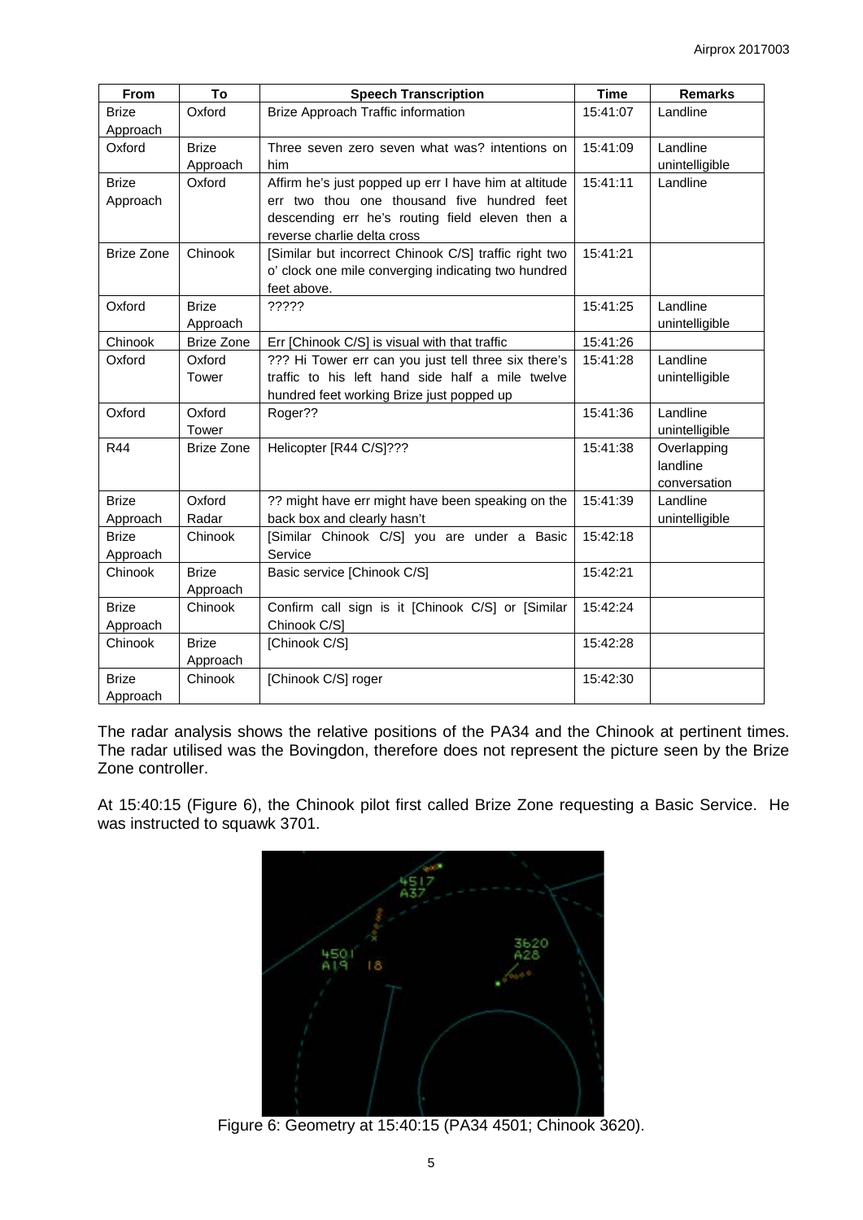| From | To | Speech Transcription | Time | Remarks |
|---|---|---|---|---|
| Brize Approach | Oxford | Brize Approach Traffic information | 15:41:07 | Landline |
| Oxford | Brize Approach | Three seven zero seven what was? intentions on him | 15:41:09 | Landline unintelligible |
| Brize Approach | Oxford | Affirm he's just popped up err I have him at altitude err two thou one thousand five hundred feet descending err he's routing field eleven then a reverse charlie delta cross | 15:41:11 | Landline |
| Brize Zone | Chinook | [Similar but incorrect Chinook C/S] traffic right two o' clock one mile converging indicating two hundred feet above. | 15:41:21 | |
| Oxford | Brize Approach | ????? | 15:41:25 | Landline unintelligible |
| Chinook | Brize Zone | Err [Chinook C/S] is visual with that traffic | 15:41:26 | |
| Oxford | Oxford Tower | ??? Hi Tower err can you just tell three six there's traffic to his left hand side half a mile twelve hundred feet working Brize just popped up | 15:41:28 | Landline unintelligible |
| Oxford | Oxford Tower | Roger?? | 15:41:36 | Landline unintelligible |
| R44 | Brize Zone | Helicopter [R44 C/S]??? | 15:41:38 | Overlapping landline conversation |
| Brize Approach | Oxford Radar | ?? might have err might have been speaking on the back box and clearly hasn't | 15:41:39 | Landline unintelligible |
| Brize Approach | Chinook | [Similar Chinook C/S] you are under a Basic Service | 15:42:18 | |
| Chinook | Brize Approach | Basic service [Chinook C/S] | 15:42:21 | |
| Brize Approach | Chinook | Confirm call sign is it [Chinook C/S] or [Similar Chinook C/S] | 15:42:24 | |
| Chinook | Brize Approach | [Chinook C/S] | 15:42:28 | |
| Brize Approach | Chinook | [Chinook C/S] roger | 15:42:30 | |

The radar analysis shows the relative positions of the PA34 and the Chinook at pertinent times. The radar utilised was the Bovingdon, therefore does not represent the picture seen by the Brize Zone controller.

At 15:40:15 (Figure 6), the Chinook pilot first called Brize Zone requesting a Basic Service. He was instructed to squawk 3701.

Figure 6: Geometry at 15:40:15 (PA34 4501; Chinook 3620).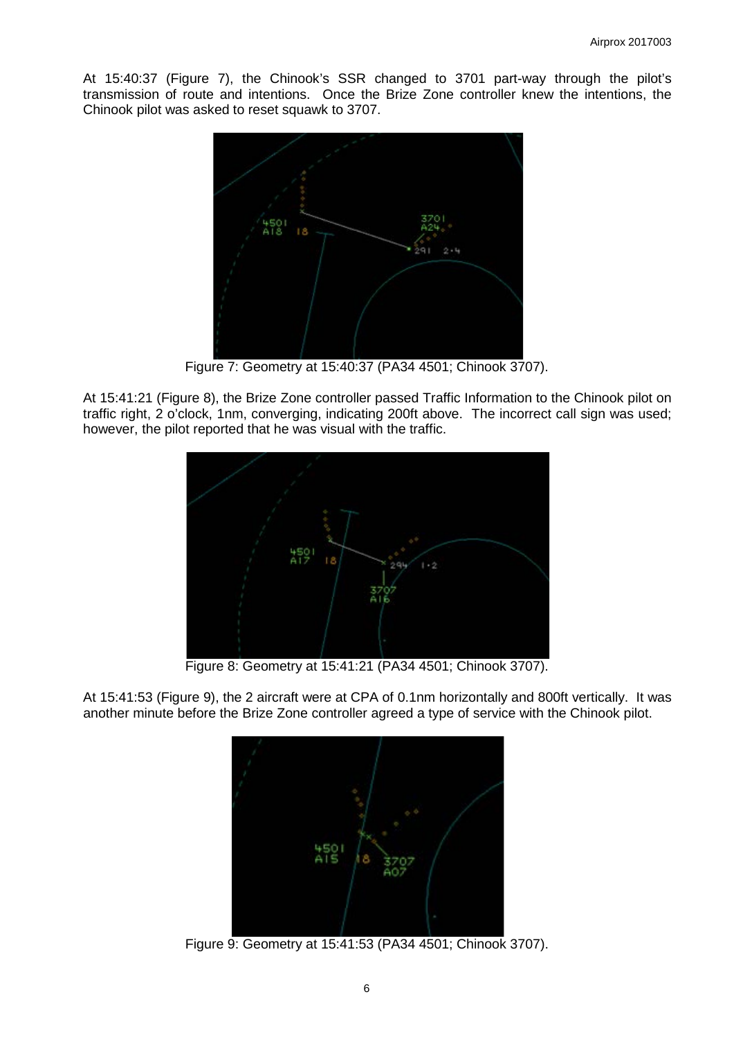At 15:40:37 (Figure 7), the Chinook's SSR changed to 3701 part-way through the pilot's transmission of route and intentions. Once the Brize Zone controller knew the intentions, the Chinook pilot was asked to reset squawk to 3707.

Figure 7: Geometry at 15:40:37 (PA34 4501; Chinook 3707).

At 15:41:21 (Figure 8), the Brize Zone controller passed Traffic Information to the Chinook pilot on traffic right, 2 o'clock, 1nm, converging, indicating 200ft above. The incorrect call sign was used; however, the pilot reported that he was visual with the traffic.

Figure 8: Geometry at 15:41:21 (PA34 4501; Chinook 3707).

At 15:41:53 (Figure 9), the 2 aircraft were at CPA of 0.1nm horizontally and 800ft vertically. It was another minute before the Brize Zone controller agreed a type of service with the Chinook pilot.

Figure 9: Geometry at 15:41:53 (PA34 4501; Chinook 3707).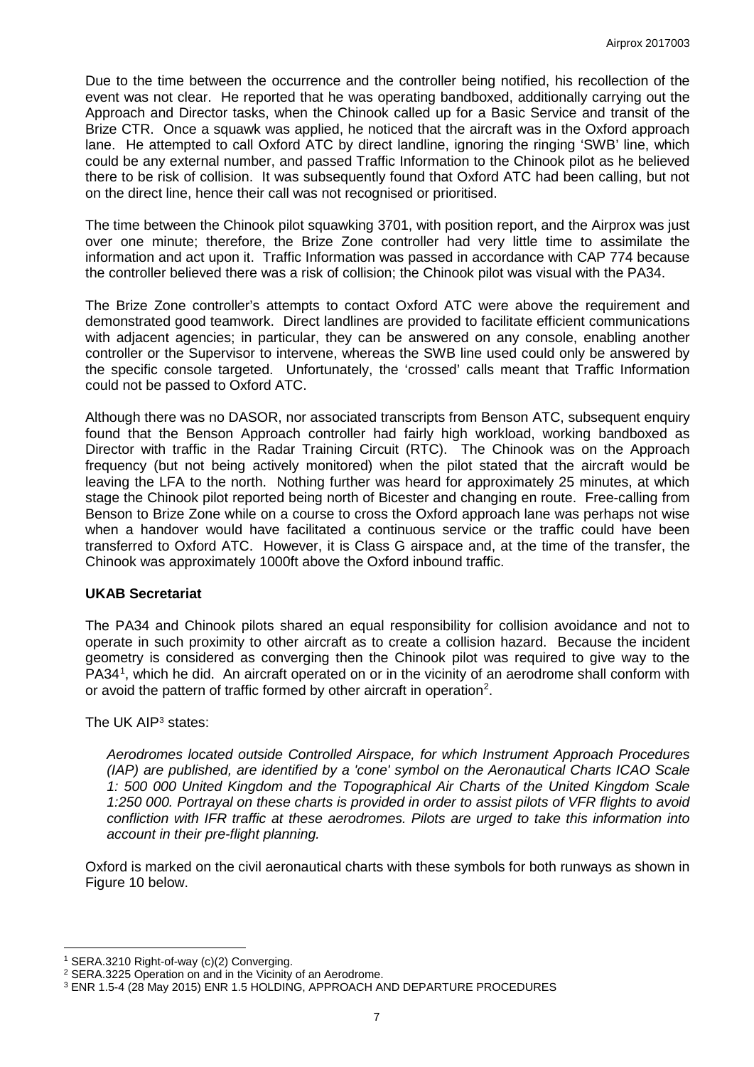Due to the time between the occurrence and the controller being notified, his recollection of the event was not clear. He reported that he was operating bandboxed, additionally carrying out the Approach and Director tasks, when the Chinook called up for a Basic Service and transit of the Brize CTR. Once a squawk was applied, he noticed that the aircraft was in the Oxford approach lane. He attempted to call Oxford ATC by direct landline, ignoring the ringing 'SWB' line, which could be any external number, and passed Traffic Information to the Chinook pilot as he believed there to be risk of collision. It was subsequently found that Oxford ATC had been calling, but not on the direct line, hence their call was not recognised or prioritised.

The time between the Chinook pilot squawking 3701, with position report, and the Airprox was just over one minute; therefore, the Brize Zone controller had very little time to assimilate the information and act upon it. Traffic Information was passed in accordance with CAP 774 because the controller believed there was a risk of collision; the Chinook pilot was visual with the PA34.

The Brize Zone controller's attempts to contact Oxford ATC were above the requirement and demonstrated good teamwork. Direct landlines are provided to facilitate efficient communications with adjacent agencies; in particular, they can be answered on any console, enabling another controller or the Supervisor to intervene, whereas the SWB line used could only be answered by the specific console targeted. Unfortunately, the 'crossed' calls meant that Traffic Information could not be passed to Oxford ATC.

Although there was no DASOR, nor associated transcripts from Benson ATC, subsequent enquiry found that the Benson Approach controller had fairly high workload, working bandboxed as Director with traffic in the Radar Training Circuit (RTC). The Chinook was on the Approach frequency (but not being actively monitored) when the pilot stated that the aircraft would be leaving the LFA to the north. Nothing further was heard for approximately 25 minutes, at which stage the Chinook pilot reported being north of Bicester and changing en route. Free-calling from Benson to Brize Zone while on a course to cross the Oxford approach lane was perhaps not wise when a handover would have facilitated a continuous service or the traffic could have been transferred to Oxford ATC. However, it is Class G airspace and, at the time of the transfer, the Chinook was approximately 1000ft above the Oxford inbound traffic.

### UKAB Secretariat

The PA34 and Chinook pilots shared an equal responsibility for collision avoidance and not to operate in such proximity to other aircraft as to create a collision hazard. Because the incident geometry is considered as converging then the Chinook pilot was required to give way to the PA34[1], which he did. An aircraft operated on or in the vicinity of an aerodrome shall conform with or avoid the pattern of traffic formed by other aircraft in operation[2].

The UK AIP[3] states:

*Aerodromes located outside Controlled Airspace, for which Instrument Approach Procedures (IAP) are published, are identified by a 'cone' symbol on the Aeronautical Charts ICAO Scale 1: 500 000 United Kingdom and the Topographical Air Charts of the United Kingdom Scale 1:250 000. Portrayal on these charts is provided in order to assist pilots of VFR flights to avoid confliction with IFR traffic at these aerodromes. Pilots are urged to take this information into account in their pre-flight planning.*

Oxford is marked on the civil aeronautical charts with these symbols for both runways as shown in Figure 10 below.

---

[1] SERA.3210 Right-of-way (c)(2) Converging.

[2] SERA.3225 Operation on and in the Vicinity of an Aerodrome.

[3] ENR 1.5-4 (28 May 2015) ENR 1.5 HOLDING, APPROACH AND DEPARTURE PROCEDURES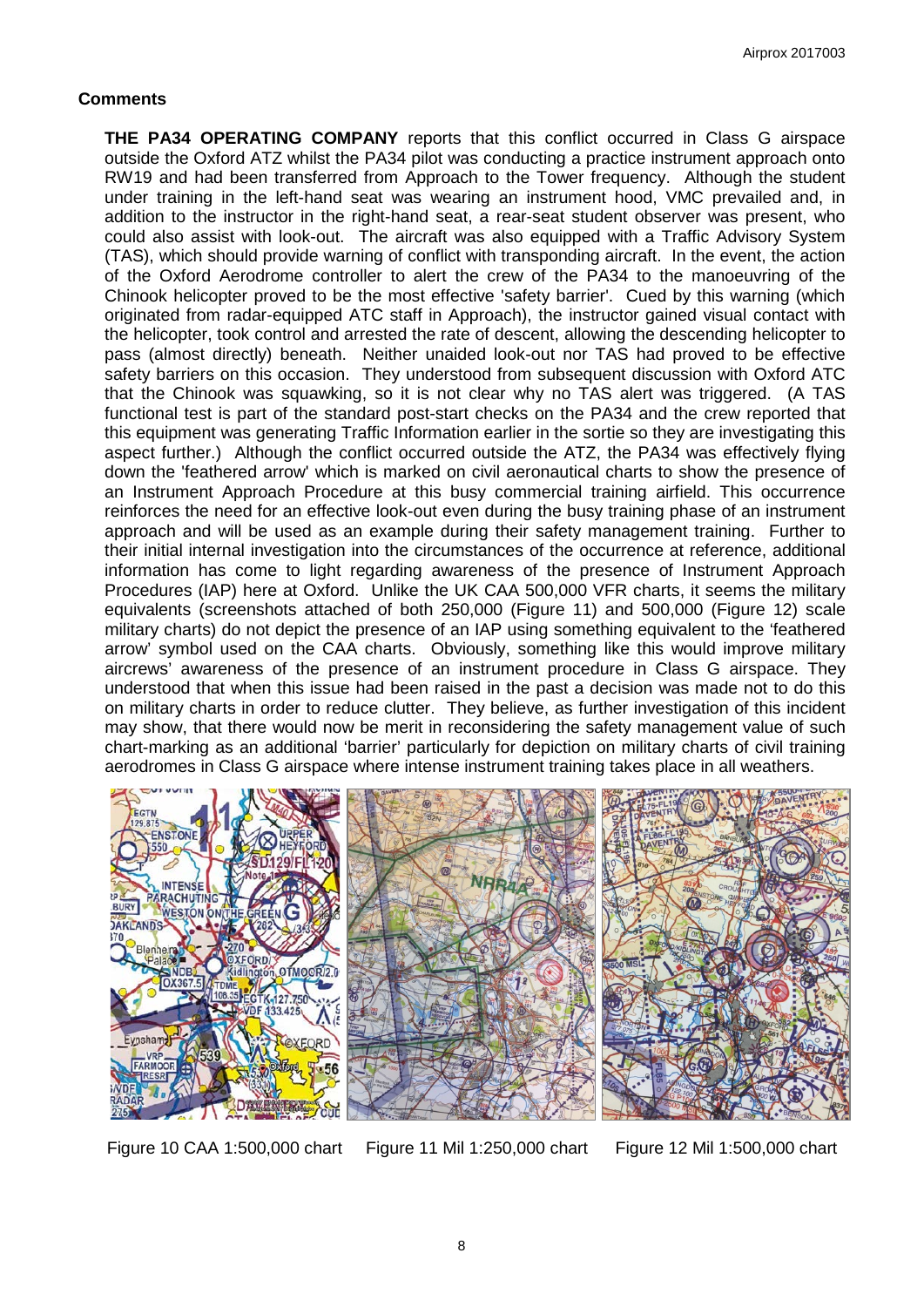## Comments

**THE PA34 OPERATING COMPANY** reports that this conflict occurred in Class G airspace outside the Oxford ATZ whilst the PA34 pilot was conducting a practice instrument approach onto RW19 and had been transferred from Approach to the Tower frequency. Although the student under training in the left-hand seat was wearing an instrument hood, VMC prevailed and, in addition to the instructor in the right-hand seat, a rear-seat student observer was present, who could also assist with look-out. The aircraft was also equipped with a Traffic Advisory System (TAS), which should provide warning of conflict with transponding aircraft. In the event, the action of the Oxford Aerodrome controller to alert the crew of the PA34 to the manoeuvring of the Chinook helicopter proved to be the most effective 'safety barrier'. Cued by this warning (which originated from radar-equipped ATC staff in Approach), the instructor gained visual contact with the helicopter, took control and arrested the rate of descent, allowing the descending helicopter to pass (almost directly) beneath. Neither unaided look-out nor TAS had proved to be effective safety barriers on this occasion. They understood from subsequent discussion with Oxford ATC that the Chinook was squawking, so it is not clear why no TAS alert was triggered. (A TAS functional test is part of the standard post-start checks on the PA34 and the crew reported that this equipment was generating Traffic Information earlier in the sortie so they are investigating this aspect further.) Although the conflict occurred outside the ATZ, the PA34 was effectively flying down the 'feathered arrow' which is marked on civil aeronautical charts to show the presence of an Instrument Approach Procedure at this busy commercial training airfield. This occurrence reinforces the need for an effective look-out even during the busy training phase of an instrument approach and will be used as an example during their safety management training. Further to their initial internal investigation into the circumstances of the occurrence at reference, additional information has come to light regarding awareness of the presence of Instrument Approach Procedures (IAP) here at Oxford. Unlike the UK CAA 500,000 VFR charts, it seems the military equivalents (screenshots attached of both 250,000 (Figure 11) and 500,000 (Figure 12) scale military charts) do not depict the presence of an IAP using something equivalent to the 'feathered arrow' symbol used on the CAA charts. Obviously, something like this would improve military aircrews' awareness of the presence of an instrument procedure in Class G airspace. They understood that when this issue had been raised in the past a decision was made not to do this on military charts in order to reduce clutter. They believe, as further investigation of this incident may show, that there would now be merit in reconsidering the safety management value of such chart-marking as an additional 'barrier' particularly for depiction on military charts of civil training aerodromes in Class G airspace where intense instrument training takes place in all weathers.

Figure 10 CAA 1:500,000 chart    Figure 11 Mil 1:250,000 chart    Figure 12 Mil 1:500,000 chart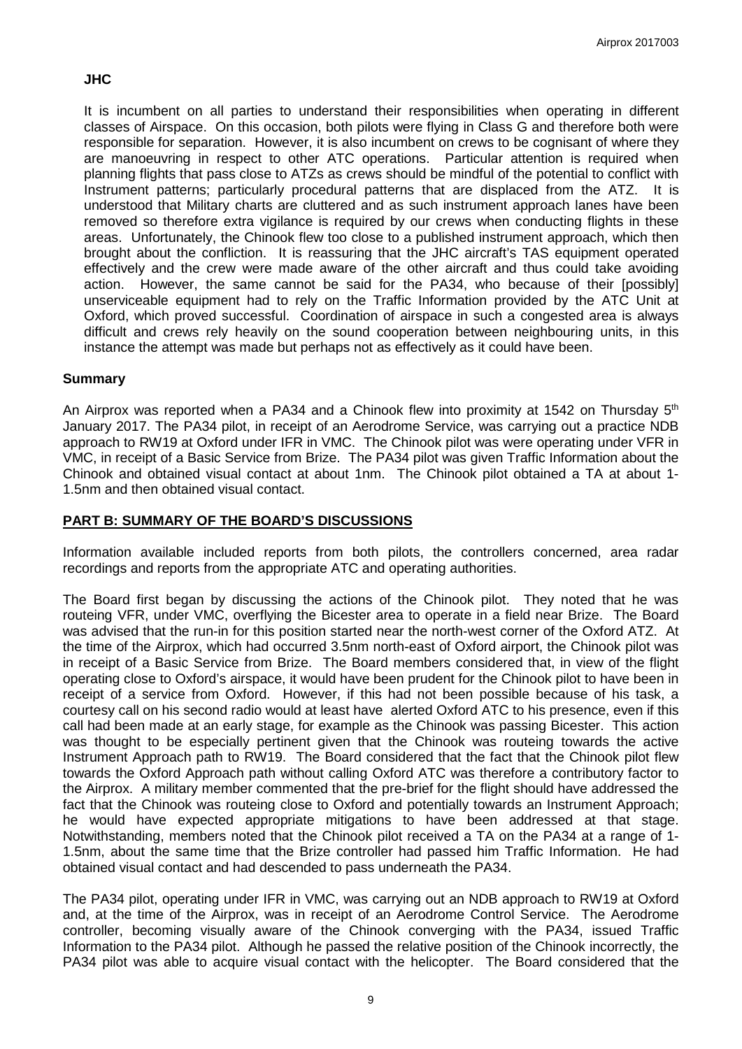**JHC**

It is incumbent on all parties to understand their responsibilities when operating in different classes of Airspace. On this occasion, both pilots were flying in Class G and therefore both were responsible for separation. However, it is also incumbent on crews to be cognisant of where they are manoeuvring in respect to other ATC operations. Particular attention is required when planning flights that pass close to ATZs as crews should be mindful of the potential to conflict with Instrument patterns; particularly procedural patterns that are displaced from the ATZ. It is understood that Military charts are cluttered and as such instrument approach lanes have been removed so therefore extra vigilance is required by our crews when conducting flights in these areas. Unfortunately, the Chinook flew too close to a published instrument approach, which then brought about the confliction. It is reassuring that the JHC aircraft's TAS equipment operated effectively and the crew were made aware of the other aircraft and thus could take avoiding action. However, the same cannot be said for the PA34, who because of their [possibly] unserviceable equipment had to rely on the Traffic Information provided by the ATC Unit at Oxford, which proved successful. Coordination of airspace in such a congested area is always difficult and crews rely heavily on the sound cooperation between neighbouring units, in this instance the attempt was made but perhaps not as effectively as it could have been.

## Summary

An Airprox was reported when a PA34 and a Chinook flew into proximity at 1542 on Thursday 5th January 2017. The PA34 pilot, in receipt of an Aerodrome Service, was carrying out a practice NDB approach to RW19 at Oxford under IFR in VMC. The Chinook pilot was were operating under VFR in VMC, in receipt of a Basic Service from Brize. The PA34 pilot was given Traffic Information about the Chinook and obtained visual contact at about 1nm. The Chinook pilot obtained a TA at about 1-1.5nm and then obtained visual contact.

## PART B: SUMMARY OF THE BOARD'S DISCUSSIONS

Information available included reports from both pilots, the controllers concerned, area radar recordings and reports from the appropriate ATC and operating authorities.

The Board first began by discussing the actions of the Chinook pilot. They noted that he was routeing VFR, under VMC, overflying the Bicester area to operate in a field near Brize. The Board was advised that the run-in for this position started near the north-west corner of the Oxford ATZ. At the time of the Airprox, which had occurred 3.5nm north-east of Oxford airport, the Chinook pilot was in receipt of a Basic Service from Brize. The Board members considered that, in view of the flight operating close to Oxford's airspace, it would have been prudent for the Chinook pilot to have been in receipt of a service from Oxford. However, if this had not been possible because of his task, a courtesy call on his second radio would at least have alerted Oxford ATC to his presence, even if this call had been made at an early stage, for example as the Chinook was passing Bicester. This action was thought to be especially pertinent given that the Chinook was routeing towards the active Instrument Approach path to RW19. The Board considered that the fact that the Chinook pilot flew towards the Oxford Approach path without calling Oxford ATC was therefore a contributory factor to the Airprox. A military member commented that the pre-brief for the flight should have addressed the fact that the Chinook was routeing close to Oxford and potentially towards an Instrument Approach; he would have expected appropriate mitigations to have been addressed at that stage. Notwithstanding, members noted that the Chinook pilot received a TA on the PA34 at a range of 1-1.5nm, about the same time that the Brize controller had passed him Traffic Information. He had obtained visual contact and had descended to pass underneath the PA34.

The PA34 pilot, operating under IFR in VMC, was carrying out an NDB approach to RW19 at Oxford and, at the time of the Airprox, was in receipt of an Aerodrome Control Service. The Aerodrome controller, becoming visually aware of the Chinook converging with the PA34, issued Traffic Information to the PA34 pilot. Although he passed the relative position of the Chinook incorrectly, the PA34 pilot was able to acquire visual contact with the helicopter. The Board considered that the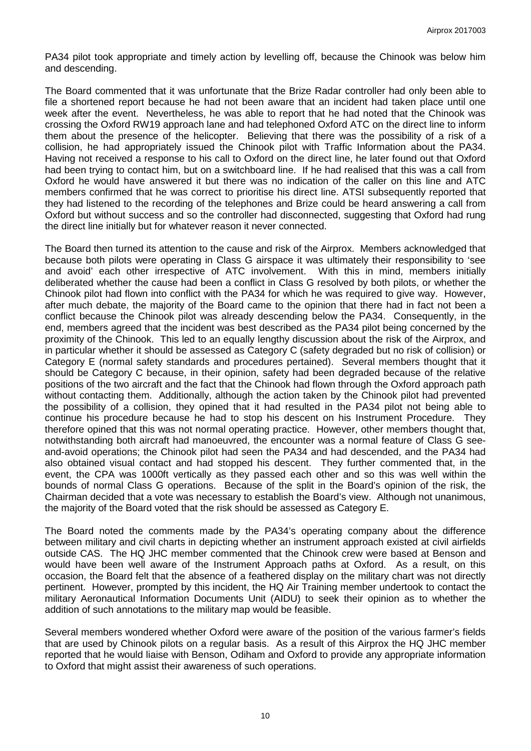PA34 pilot took appropriate and timely action by levelling off, because the Chinook was below him and descending.

The Board commented that it was unfortunate that the Brize Radar controller had only been able to file a shortened report because he had not been aware that an incident had taken place until one week after the event. Nevertheless, he was able to report that he had noted that the Chinook was crossing the Oxford RW19 approach lane and had telephoned Oxford ATC on the direct line to inform them about the presence of the helicopter. Believing that there was the possibility of a risk of a collision, he had appropriately issued the Chinook pilot with Traffic Information about the PA34. Having not received a response to his call to Oxford on the direct line, he later found out that Oxford had been trying to contact him, but on a switchboard line. If he had realised that this was a call from Oxford he would have answered it but there was no indication of the caller on this line and ATC members confirmed that he was correct to prioritise his direct line. ATSI subsequently reported that they had listened to the recording of the telephones and Brize could be heard answering a call from Oxford but without success and so the controller had disconnected, suggesting that Oxford had rung the direct line initially but for whatever reason it never connected.

The Board then turned its attention to the cause and risk of the Airprox. Members acknowledged that because both pilots were operating in Class G airspace it was ultimately their responsibility to 'see and avoid' each other irrespective of ATC involvement. With this in mind, members initially deliberated whether the cause had been a conflict in Class G resolved by both pilots, or whether the Chinook pilot had flown into conflict with the PA34 for which he was required to give way. However, after much debate, the majority of the Board came to the opinion that there had in fact not been a conflict because the Chinook pilot was already descending below the PA34. Consequently, in the end, members agreed that the incident was best described as the PA34 pilot being concerned by the proximity of the Chinook. This led to an equally lengthy discussion about the risk of the Airprox, and in particular whether it should be assessed as Category C (safety degraded but no risk of collision) or Category E (normal safety standards and procedures pertained). Several members thought that it should be Category C because, in their opinion, safety had been degraded because of the relative positions of the two aircraft and the fact that the Chinook had flown through the Oxford approach path without contacting them. Additionally, although the action taken by the Chinook pilot had prevented the possibility of a collision, they opined that it had resulted in the PA34 pilot not being able to continue his procedure because he had to stop his descent on his Instrument Procedure. They therefore opined that this was not normal operating practice. However, other members thought that, notwithstanding both aircraft had manoeuvred, the encounter was a normal feature of Class G see-and-avoid operations; the Chinook pilot had seen the PA34 and had descended, and the PA34 had also obtained visual contact and had stopped his descent. They further commented that, in the event, the CPA was 1000ft vertically as they passed each other and so this was well within the bounds of normal Class G operations. Because of the split in the Board's opinion of the risk, the Chairman decided that a vote was necessary to establish the Board's view. Although not unanimous, the majority of the Board voted that the risk should be assessed as Category E.

The Board noted the comments made by the PA34's operating company about the difference between military and civil charts in depicting whether an instrument approach existed at civil airfields outside CAS. The HQ JHC member commented that the Chinook crew were based at Benson and would have been well aware of the Instrument Approach paths at Oxford. As a result, on this occasion, the Board felt that the absence of a feathered display on the military chart was not directly pertinent. However, prompted by this incident, the HQ Air Training member undertook to contact the military Aeronautical Information Documents Unit (AIDU) to seek their opinion as to whether the addition of such annotations to the military map would be feasible.

Several members wondered whether Oxford were aware of the position of the various farmer's fields that are used by Chinook pilots on a regular basis. As a result of this Airprox the HQ JHC member reported that he would liaise with Benson, Odiham and Oxford to provide any appropriate information to Oxford that might assist their awareness of such operations.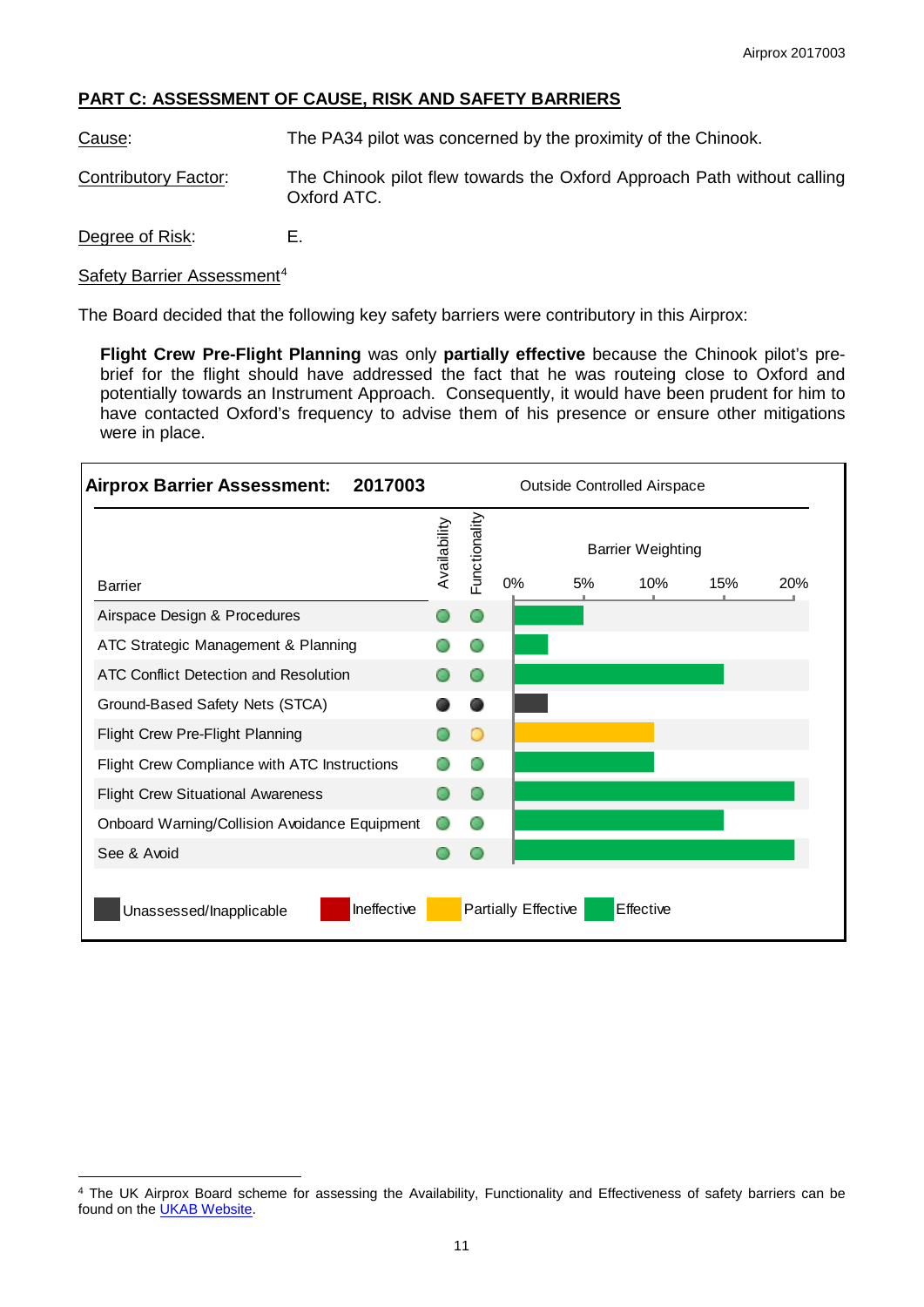## PART C: ASSESSMENT OF CAUSE, RISK AND SAFETY BARRIERS

Cause: The PA34 pilot was concerned by the proximity of the Chinook.

Contributory Factor: The Chinook pilot flew towards the Oxford Approach Path without calling Oxford ATC.

Degree of Risk: E.

Safety Barrier Assessment[4]

The Board decided that the following key safety barriers were contributory in this Airprox:

> **Flight Crew Pre-Flight Planning** was only **partially effective** because the Chinook pilot's pre-brief for the flight should have addressed the fact that he was routeing close to Oxford and potentially towards an Instrument Approach. Consequently, it would have been prudent for him to have contacted Oxford's frequency to advise them of his presence or ensure other mitigations were in place.

**Airprox Barrier Assessment: 2017003**

Outside Controlled Airspace

Barrier

Availability

Functionality

Barrier Weighting

0%
5%
10%
15%
20%

Airspace Design & Procedures
ATC Strategic Management & Planning
ATC Conflict Detection and Resolution
Ground-Based Safety Nets (STCA)
Flight Crew Pre-Flight Planning
Flight Crew Compliance with ATC Instructions
Flight Crew Situational Awareness
Onboard Warning/Collision Avoidance Equipment
See & Avoid

Unassessed/Inapplicable
Ineffective
Partially Effective
Effective

---

[4] The UK Airprox Board scheme for assessing the Availability, Functionality and Effectiveness of safety barriers can be found on the UKAB Website.